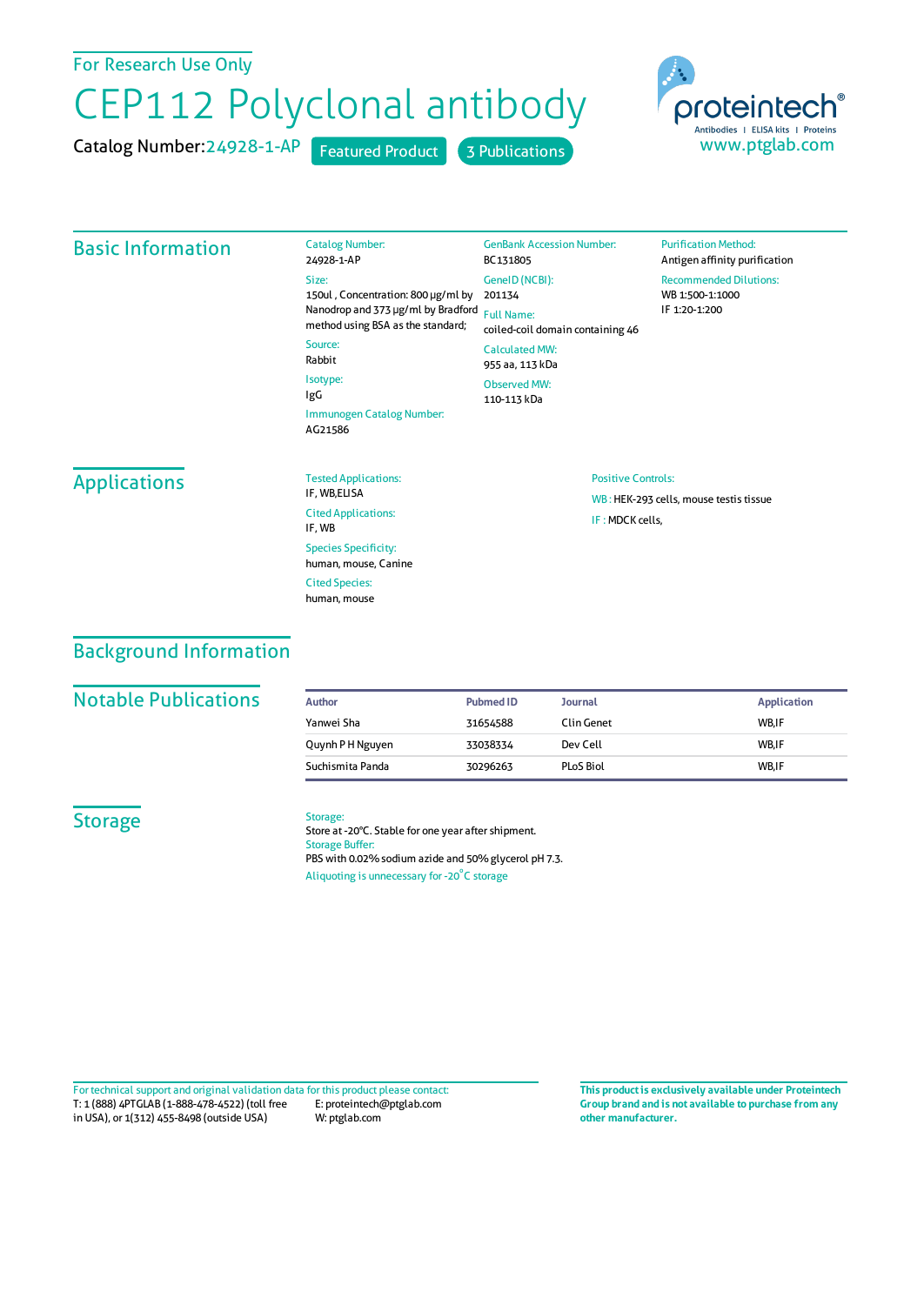For Research Use Only

# CEP112 Polyclonal antibody

Catalog Number: 24928-1-AP    Featured Product    3 Publications

proteintech® Antibodies | ELISA kits | Proteins
www.ptglab.com

## Basic Information

Catalog Number:
24928-1-AP

Size:
150ul , Concentration: 800 μg/ml by Nanodrop and 373 μg/ml by Bradford method using BSA as the standard;

Source:
Rabbit

Isotype:
IgG

Immunogen Catalog Number:
AG21586

GenBank Accession Number:
BC131805

GeneID (NCBI):
201134

Full Name:
coiled-coil domain containing 46

Calculated MW:
955 aa, 113 kDa

Observed MW:
110-113 kDa

Purification Method:
Antigen affinity purification

Recommended Dilutions:
WB 1:500-1:1000
IF 1:20-1:200

## Applications

Tested Applications:
IF, WB,ELISA

Cited Applications:
IF, WB

Species Specificity:
human, mouse, Canine

Cited Species:
human, mouse

Positive Controls:

WB : HEK-293 cells, mouse testis tissue

IF : MDCK cells,

## Background Information

## Notable Publications

| Author | Pubmed ID | Journal | Application |
| --- | --- | --- | --- |
| Yanwei Sha | 31654588 | Clin Genet | WB,IF |
| Quynh P H Nguyen | 33038334 | Dev Cell | WB,IF |
| Suchismita Panda | 30296263 | PLoS Biol | WB,IF |

## Storage

Storage:
Store at -20°C. Stable for one year after shipment.

Storage Buffer:
PBS with 0.02% sodium azide and 50% glycerol pH 7.3.

Aliquoting is unnecessary for -20°C storage

For technical support and original validation data for this product please contact:
T: 1 (888) 4PTGLAB (1-888-478-4522) (toll free in USA), or 1(312) 455-8498 (outside USA)
E: proteintech@ptglab.com
W: ptglab.com

**This product is exclusively available under Proteintech Group brand and is not available to purchase from any other manufacturer.**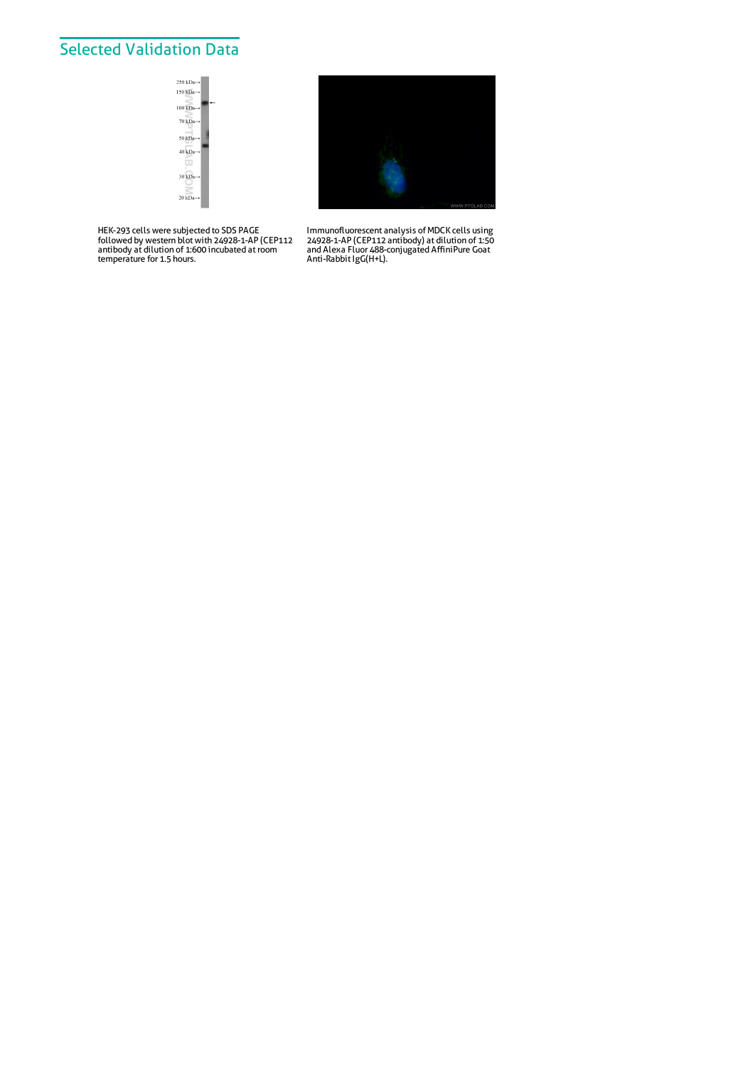## Selected Validation Data

250 kDa→
150 kDa→
100 kDa→
70 kDa→
50 kDa→
40 kDa→
30 kDa→
20 kDa→

HEK-293 cells were subjected to SDS PAGE followed by western blot with 24928-1-AP (CEP112 antibody at dilution of 1:600 incubated at room temperature for 1.5 hours.

Immunofluorescent analysis of MDCK cells using 24928-1-AP (CEP112 antibody) at dilution of 1:50 and Alexa Fluor 488-conjugated AffiniPure Goat Anti-Rabbit IgG(H+L).